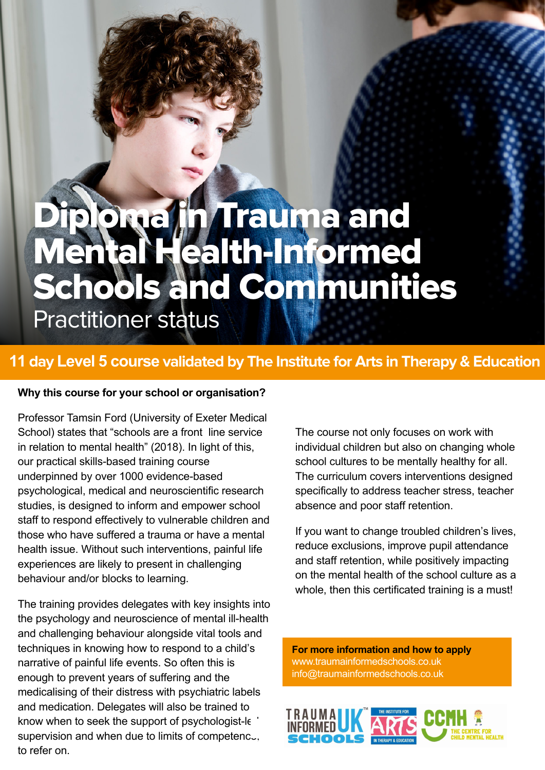# Diploma in Trauma and Mental Health-Informed Schools and Communities

## Practitioner status

**11 day Level 5 course validated by The Institute for Arts in Therapy & Education**

**Why this course for your school or organisation?**

Professor Tamsin Ford (University of Exeter Medical School) states that "schools are a front line service in relation to mental health" (2018). In light of this, our practical skills-based training course underpinned by over 1000 evidence-based psychological, medical and neuroscientific research studies, is designed to inform and empower school staff to respond effectively to vulnerable children and those who have suffered a trauma or have a mental health issue. Without such interventions, painful life experiences are likely to present in challenging behaviour and/or blocks to learning.

The training provides delegates with key insights into the psychology and neuroscience of mental ill-health and challenging behaviour alongside vital tools and techniques in knowing how to respond to a child's narrative of painful life events. So often this is enough to prevent years of suffering and the medicalising of their distress with psychiatric labels and medication. Delegates will also be trained to know when to seek the support of psychologist-led supervision and when due to limits of competence, to refer on.

The course not only focuses on work with individual children but also on changing whole school cultures to be mentally healthy for all. The curriculum covers interventions designed specifically to address teacher stress, teacher absence and poor staff retention.

If you want to change troubled children's lives, reduce exclusions, improve pupil attendance and staff retention, while positively impacting on the mental health of the school culture as a whole, then this certificated training is a must!

**For more information and how to apply**
www.traumainformedschools.co.uk
info@traumainformedschools.co.uk

TRAUMA INFORMED SCHOOLS UK™ — THE INSTITUTE FOR ARTS IN THERAPY & EDUCATION — CCMH THE CENTRE FOR CHILD MENTAL HEALTH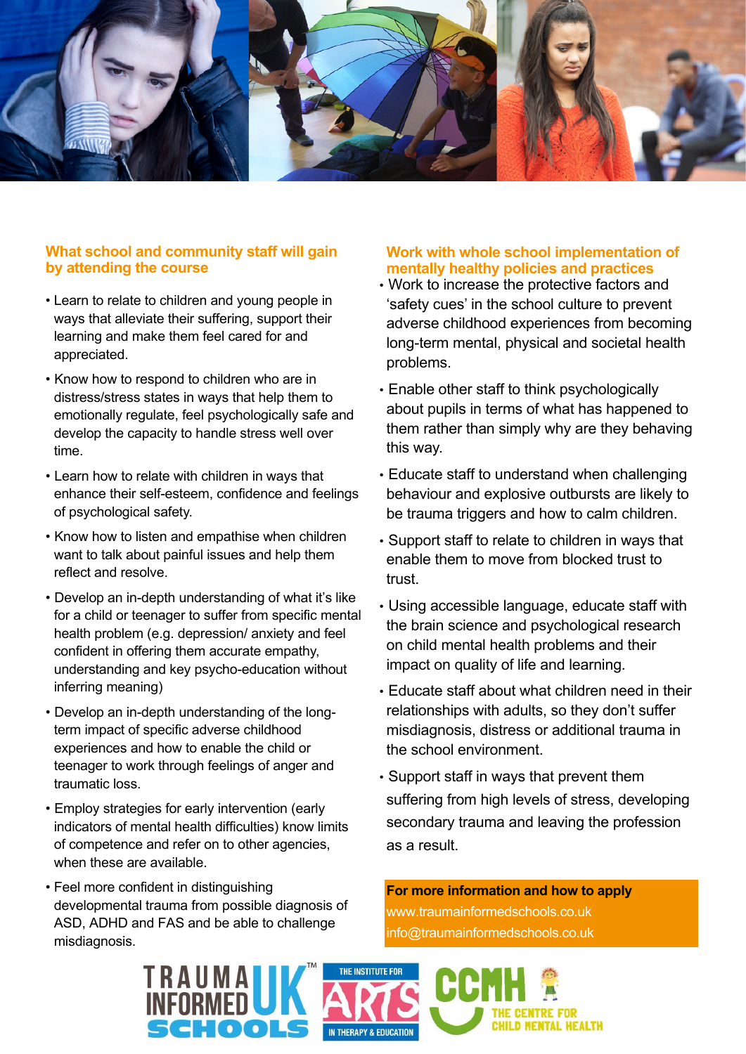## What school and community staff will gain by attending the course

- Learn to relate to children and young people in ways that alleviate their suffering, support their learning and make them feel cared for and appreciated.
- Know how to respond to children who are in distress/stress states in ways that help them to emotionally regulate, feel psychologically safe and develop the capacity to handle stress well over time.
- Learn how to relate with children in ways that enhance their self-esteem, confidence and feelings of psychological safety.
- Know how to listen and empathise when children want to talk about painful issues and help them reflect and resolve.
- Develop an in-depth understanding of what it's like for a child or teenager to suffer from specific mental health problem (e.g. depression/ anxiety and feel confident in offering them accurate empathy, understanding and key psycho-education without inferring meaning)
- Develop an in-depth understanding of the long-term impact of specific adverse childhood experiences and how to enable the child or teenager to work through feelings of anger and traumatic loss.
- Employ strategies for early intervention (early indicators of mental health difficulties) know limits of competence and refer on to other agencies, when these are available.
- Feel more confident in distinguishing developmental trauma from possible diagnosis of ASD, ADHD and FAS and be able to challenge misdiagnosis.

## Work with whole school implementation of mentally healthy policies and practices

- Work to increase the protective factors and 'safety cues' in the school culture to prevent adverse childhood experiences from becoming long-term mental, physical and societal health problems.
- Enable other staff to think psychologically about pupils in terms of what has happened to them rather than simply why are they behaving this way.
- Educate staff to understand when challenging behaviour and explosive outbursts are likely to be trauma triggers and how to calm children.
- Support staff to relate to children in ways that enable them to move from blocked trust to trust.
- Using accessible language, educate staff with the brain science and psychological research on child mental health problems and their impact on quality of life and learning.
- Educate staff about what children need in their relationships with adults, so they don't suffer misdiagnosis, distress or additional trauma in the school environment.
- Support staff in ways that prevent them suffering from high levels of stress, developing secondary trauma and leaving the profession as a result.

**For more information and how to apply**

www.traumainformedschools.co.uk

info@traumainformedschools.co.uk

TRAUMA INFORMED UK SCHOOLS™ | THE INSTITUTE FOR ARTS IN THERAPY & EDUCATION | CCMH THE CENTRE FOR CHILD MENTAL HEALTH